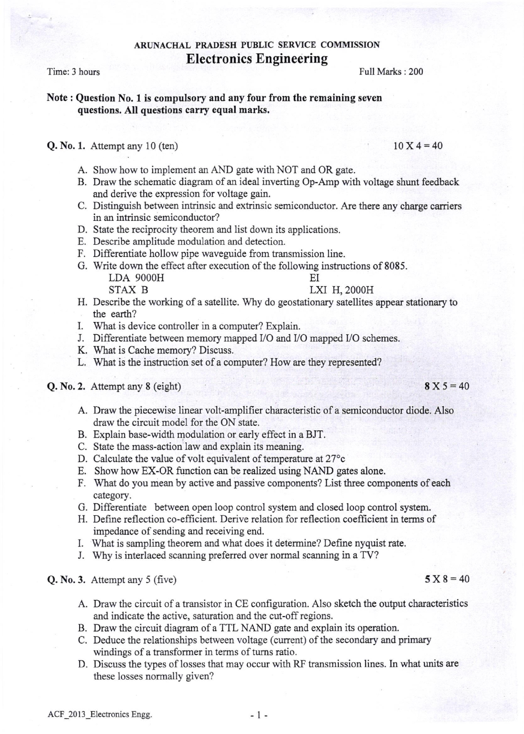ARUNACHAL PRADESH PUBLIC SERVICE COMMISSION

# Electronics Engineering

Time: 3 hours    Full Marks : 200

**Note : Question No. 1 is compulsory and any four from the remaining seven questions. All questions carry equal marks.**

**Q. No. 1.** Attempt any 10 (ten)    10 X 4 = 40

A. Show how to implement an AND gate with NOT and OR gate.
B. Draw the schematic diagram of an ideal inverting Op-Amp with voltage shunt feedback and derive the expression for voltage gain.
C. Distinguish between intrinsic and extrinsic semiconductor. Are there any charge carriers in an intrinsic semiconductor?
D. State the reciprocity theorem and list down its applications.
E. Describe amplitude modulation and detection.
F. Differentiate hollow pipe waveguide from transmission line.
G. Write down the effect after execution of the following instructions of 8085.

| | |
|---|---|
| LDA 9000H | EI |
| STAX B | LXI H, 2000H |

H. Describe the working of a satellite. Why do geostationary satellites appear stationary to the earth?
I. What is device controller in a computer? Explain.
J. Differentiate between memory mapped I/O and I/O mapped I/O schemes.
K. What is Cache memory? Discuss.
L. What is the instruction set of a computer? How are they represented?

**Q. No. 2.** Attempt any 8 (eight)    8 X 5 = 40

A. Draw the piecewise linear volt-amplifier characteristic of a semiconductor diode. Also draw the circuit model for the ON state.
B. Explain base-width modulation or early effect in a BJT.
C. State the mass-action law and explain its meaning.
D. Calculate the value of volt equivalent of temperature at 27°c
E. Show how EX-OR function can be realized using NAND gates alone.
F. What do you mean by active and passive components? List three components of each category.
G. Differentiate between open loop control system and closed loop control system.
H. Define reflection co-efficient. Derive relation for reflection coefficient in terms of impedance of sending and receiving end.
I. What is sampling theorem and what does it determine? Define nyquist rate.
J. Why is interlaced scanning preferred over normal scanning in a TV?

**Q. No. 3.** Attempt any 5 (five)    5 X 8 = 40

A. Draw the circuit of a transistor in CE configuration. Also sketch the output characteristics and indicate the active, saturation and the cut-off regions.
B. Draw the circuit diagram of a TTL NAND gate and explain its operation.
C. Deduce the relationships between voltage (current) of the secondary and primary windings of a transformer in terms of turns ratio.
D. Discuss the types of losses that may occur with RF transmission lines. In what units are these losses normally given?

ACF_2013_Electronics Engg.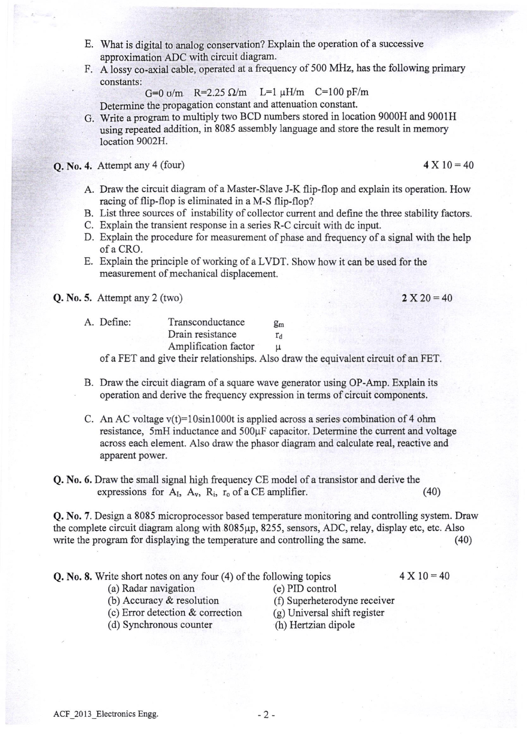E. What is digital to analog conservation? Explain the operation of a successive approximation ADC with circuit diagram.

F. A lossy co-axial cable, operated at a frequency of 500 MHz, has the following primary constants:

$$G=0 \ \mho/m \quad R=2.25 \ \Omega/m \quad L=1 \ \mu H/m \quad C=100 \ pF/m$$

Determine the propagation constant and attenuation constant.

G. Write a program to multiply two BCD numbers stored in location 9000H and 9001H using repeated addition, in 8085 assembly language and store the result in memory location 9002H.

**Q. No. 4.** Attempt any 4 (four) **4 X 10 = 40**

A. Draw the circuit diagram of a Master-Slave J-K flip-flop and explain its operation. How racing of flip-flop is eliminated in a M-S flip-flop?

B. List three sources of instability of collector current and define the three stability factors.

C. Explain the transient response in a series R-C circuit with dc input.

D. Explain the procedure for measurement of phase and frequency of a signal with the help of a CRO.

E. Explain the principle of working of a LVDT. Show how it can be used for the measurement of mechanical displacement.

**Q. No. 5.** Attempt any 2 (two) **2 X 20 = 40**

A. Define:

| | |
|---|---|
| Transconductance | $g_m$ |
| Drain resistance | $r_d$ |
| Amplification factor | $\mu$ |

of a FET and give their relationships. Also draw the equivalent circuit of an FET.

B. Draw the circuit diagram of a square wave generator using OP-Amp. Explain its operation and derive the frequency expression in terms of circuit components.

C. An AC voltage $v(t)=10\sin 1000t$ is applied across a series combination of 4 ohm resistance, 5mH inductance and 500μF capacitor. Determine the current and voltage across each element. Also draw the phasor diagram and calculate real, reactive and apparent power.

**Q. No. 6.** Draw the small signal high frequency CE model of a transistor and derive the expressions for $A_I$, $A_V$, $R_i$, $r_o$ of a CE amplifier. **(40)**

**Q. No. 7.** Design a 8085 microprocessor based temperature monitoring and controlling system. Draw the complete circuit diagram along with 8085μp, 8255, sensors, ADC, relay, display etc, etc. Also write the program for displaying the temperature and controlling the same. **(40)**

**Q. No. 8.** Write short notes on any four (4) of the following topics **4 X 10 = 40**

(a) Radar navigation
(b) Accuracy & resolution
(c) Error detection & correction
(d) Synchronous counter
(e) PID control
(f) Superheterodyne receiver
(g) Universal shift register
(h) Hertzian dipole